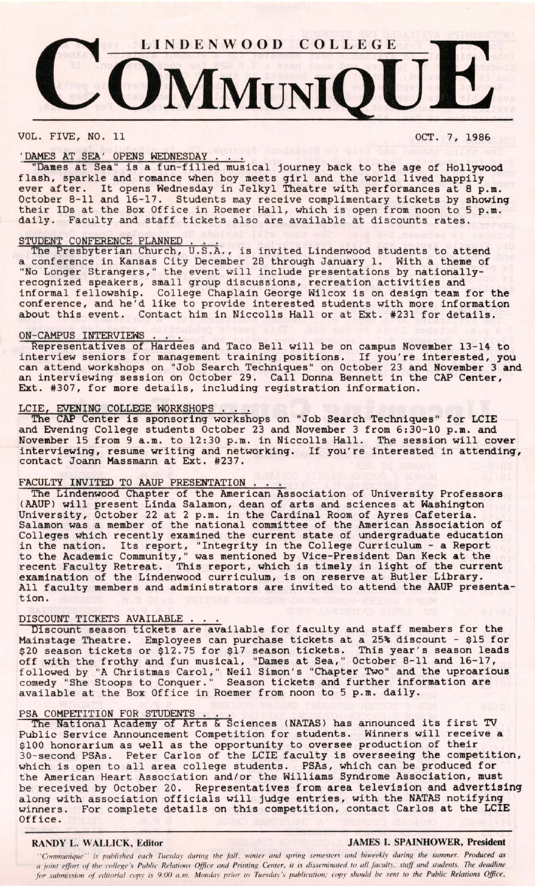# LINDENWOOD COLLEGE COMMUNIQUE

VOL. FIVE, NO. 11 OCT. 7, 1986

### 'DAMES AT SEA' OPENS WEDNESDAY . . .

"Dames at Sea" is a fun-filled musical journey back to the age of Hollywood flash, sparkle and romance when boy meets girl and the world lived happily ever after. It opens Wednesday in Jelkyl Theatre with performances at 8 p.m. October 8-11 and 16-17. Students may receive complimentary tickets by showing their IDs at the Box Office in Roemer Hall, which is open from noon to 5 p.m. daily. Faculty and staff tickets also are available at discounts rates.

### STUDENT CONFERENCE PLANNED . . .

The Presbyterian Church, U.S.A., is invited Lindenwood students to attend a conference in Kansas City December 28 through January 1. With a theme of "No Longer Strangers," the event will include presentations by nationally-recognized speakers, small group discussions, recreation activities and informal fellowship. College Chaplain George Wilcox is on design team for the conference, and he'd like to provide interested students with more information about this event. Contact him in Niccolls Hall or at Ext. #231 for details.

### ON-CAMPUS INTERVIEWS . . .

Representatives of Hardees and Taco Bell will be on campus November 13-14 to interview seniors for management training positions. If you're interested, you can attend workshops on "Job Search Techniques" on October 23 and November 3 and an interviewing session on October 29. Call Donna Bennett in the CAP Center, Ext. #307, for more details, including registration information.

### LCIE, EVENING COLLEGE WORKSHOPS . . .

The CAP Center is sponsoring workshops on "Job Search Techniques" for LCIE and Evening College students October 23 and November 3 from 6:30-10 p.m. and November 15 from 9 a.m. to 12:30 p.m. in Niccolls Hall. The session will cover interviewing, resume writing and networking. If you're interested in attending, contact Joann Massmann at Ext. #237.

### FACULTY INVITED TO AAUP PRESENTATION . . .

The Lindenwood Chapter of the American Association of University Professors (AAUP) will present Linda Salamon, dean of arts and sciences at Washington University, October 22 at 2 p.m. in the Cardinal Room of Ayres Cafeteria. Salamon was a member of the national committee of the American Association of Colleges which recently examined the current state of undergraduate education in the nation. Its report, "Integrity in the College Curriculum - a Report to the Academic Community," was mentioned by Vice-President Dan Keck at the recent Faculty Retreat. This report, which is timely in light of the current examination of the Lindenwood curriculum, is on reserve at Butler Library. All faculty members and administrators are invited to attend the AAUP presentation.

### DISCOUNT TICKETS AVAILABLE . . .

Discount season tickets are available for faculty and staff members for the Mainstage Theatre. Employees can purchase tickets at a 25% discount - $15 for $20 season tickets or $12.75 for $17 season tickets. This year's season leads off with the frothy and fun musical, "Dames at Sea," October 8-11 and 16-17, followed by "A Christmas Carol," Neil Simon's "Chapter Two" and the uproarious comedy "She Stoops to Conquer." Season tickets and further information are available at the Box Office in Roemer from noon to 5 p.m. daily.

### PSA COMPETITION FOR STUDENTS . . .

The National Academy of Arts & Sciences (NATAS) has announced its first TV Public Service Announcement Competition for students. Winners will receive a $100 honorarium as well as the opportunity to oversee production of their 30-second PSAs. Peter Carlos of the LCIE faculty is overseeing the competition, which is open to all area college students. PSAs, which can be produced for the American Heart Association and/or the Williams Syndrome Association, must be received by October 20. Representatives from area television and advertising along with association officials will judge entries, with the NATAS notifying winners. For complete details on this competition, contact Carlos at the LCIE Office.

---

**RANDY L. WALLICK, Editor** **JAMES I. SPAINHOWER, President**

*"Communique" is published each Tuesday during the fall, winter and spring semesters and biweekly during the summer. Produced as a joint effort of the college's Public Relations Office and Printing Center, it is disseminated to all faculty, staff and students. The deadline for submission of editorial copy is 9:00 a.m. Monday prior to Tuesday's publication; copy should be sent to the Public Relations Office.*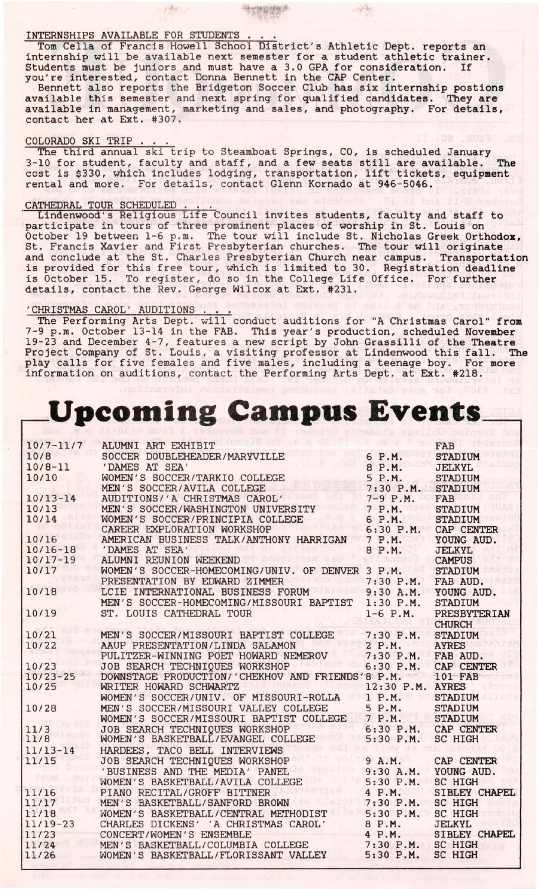## INTERNSHIPS AVAILABLE FOR STUDENTS . . .

Tom Cella of Francis Howell School District's Athletic Dept. reports an internship will be available next semester for a student athletic trainer. Students must be juniors and must have a 3.0 GPA for consideration. If you're interested, contact Donna Bennett in the CAP Center.

Bennett also reports the Bridgeton Soccer Club has six internship postions available this semester and next spring for qualified candidates. They are available in management, marketing and sales, and photography. For details, contact her at Ext. #307.

## COLORADO SKI TRIP . . .

The third annual ski trip to Steamboat Springs, CO, is scheduled January 3-10 for student, faculty and staff, and a few seats still are available. The cost is $330, which includes lodging, transportation, lift tickets, equipment rental and more. For details, contact Glenn Kornado at 946-5046.

## CATHEDRAL TOUR SCHEDULED . . .

Lindenwood's Religious Life Council invites students, faculty and staff to participate in tours of three prominent places of worship in St. Louis on October 19 between 1-6 p.m. The tour will include St. Nicholas Greek Orthodox, St. Francis Xavier and First Presbyterian churches. The tour will originate and conclude at the St. Charles Presbyterian Church near campus. Transportation is provided for this free tour, which is limited to 30. Registration deadline is October 15. To register, do so in the College Life Office. For further details, contact the Rev. George Wilcox at Ext. #231.

## 'CHRISTMAS CAROL' AUDITIONS . . .

The Performing Arts Dept. will conduct auditions for "A Christmas Carol" from 7-9 p.m. October 13-14 in the FAB. This year's production, scheduled November 19-23 and December 4-7, features a new script by John Grassilli of the Theatre Project Company of St. Louis, a visiting professor at Lindenwood this fall. The play calls for five females and five males, including a teenage boy. For more information on auditions, contact the Performing Arts Dept. at Ext. #218.

# Upcoming Campus Events

| | | | |
|---|---|---|---|
| 10/7-11/7 | ALUMNI ART EXHIBIT | | FAB |
| 10/8 | SOCCER DOUBLEHEADER/MARYVILLE | 6 P.M. | STADIUM |
| 10/8-11 | 'DAMES AT SEA' | 8 P.M. | JELKYL |
| 10/10 | WOMEN'S SOCCER/TARKIO COLLEGE | 5 P.M. | STADIUM |
| | MEN'S SOCCER/AVILA COLLEGE | 7:30 P.M. | STADIUM |
| 10/13-14 | AUDITIONS/'A CHRISTMAS CAROL' | 7-9 P.M. | FAB |
| 10/13 | MEN'S SOCCER/WASHINGTON UNIVERSITY | 7 P.M. | STADIUM |
| 10/14 | WOMEN'S SOCCER/PRINCIPIA COLLEGE | 6 P.M. | STADIUM |
| | CAREER EXPLORATION WORKSHOP | 6:30 P.M. | CAP CENTER |
| 10/16 | AMERICAN BUSINESS TALK/ANTHONY HARRIGAN | 7 P.M. | YOUNG AUD. |
| 10/16-18 | 'DAMES AT SEA' | 8 P.M. | JELKYL |
| 10/17-19 | ALUMNI REUNION WEEKEND | | CAMPUS |
| 10/17 | WOMEN'S SOCCER-HOMECOMING/UNIV. OF DENVER | 3 P.M. | STADIUM |
| | PRESENTATION BY EDWARD ZIMMER | 7:30 P.M. | FAB AUD. |
| 10/18 | LCIE INTERNATIONAL BUSINESS FORUM | 9:30 A.M. | YOUNG AUD. |
| | MEN'S SOCCER-HOMECOMING/MISSOURI BAPTIST | 1:30 P.M. | STADIUM |
| 10/19 | ST. LOUIS CATHEDRAL TOUR | 1-6 P.M. | PRESBYTERIAN CHURCH |
| 10/21 | MEN'S SOCCER/MISSOURI BAPTIST COLLEGE | 7:30 P.M. | STADIUM |
| 10/22 | AAUP PRESENTATION/LINDA SALAMON | 2 P.M. | AYRES |
| | PULITZER-WINNING POET HOWARD NEMEROV | 7:30 P.M. | FAB AUD. |
| 10/23 | JOB SEARCH TECHNIQUES WORKSHOP | 6:30 P.M. | CAP CENTER |
| 10/23-25 | DOWNSTAGE PRODUCTION/'CHEKHOV AND FRIENDS' | 8 P.M. | 101 FAB |
| 10/25 | WRITER HOWARD SCHWARTZ | 12:30 P.M. | AYRES |
| | WOMEN'S SOCCER/UNIV. OF MISSOURI-ROLLA | 1 P.M. | STADIUM |
| 10/28 | MEN'S SOCCER/MISSOURI VALLEY COLLEGE | 5 P.M. | STADIUM |
| | WOMEN'S SOCCER/MISSOURI BAPTIST COLLEGE | 7 P.M. | STADIUM |
| 11/3 | JOB SEARCH TECHNIQUES WORKSHOP | 6:30 P.M. | CAP CENTER |
| 11/8 | WOMEN'S BASKETBALL/EVANGEL COLLEGE | 5:30 P.M. | SC HIGH |
| 11/13-14 | HARDEES, TACO BELL INTERVIEWS | | |
| 11/15 | JOB SEARCH TECHNIQUES WORKSHOP | 9 A.M. | CAP CENTER |
| | 'BUSINESS AND THE MEDIA' PANEL | 9:30 A.M. | YOUNG AUD. |
| | WOMEN'S BASKETBALL/AVILA COLLEGE | 5:30 P.M. | SC HIGH |
| 11/16 | PIANO RECITAL/GROFF BITTNER | 4 P.M. | SIBLEY CHAPEL |
| 11/17 | MEN'S BASKETBALL/SANFORD BROWN | 7:30 P.M. | SC HIGH |
| 11/18 | WOMEN'S BASKETBALL/CENTRAL METHODIST | 5:30 P.M. | SC HIGH |
| 11/19-23 | CHARLES DICKENS' 'A CHRISTMAS CAROL' | 8 P.M. | JELKYL |
| 11/23 | CONCERT/WOMEN'S ENSEMBLE | 4 P.M. | SIBLEY CHAPEL |
| 11/24 | MEN'S BASKETBALL/COLUMBIA COLLEGE | 7:30 P.M. | SC HIGH |
| 11/26 | WOMEN'S BASKETBALL/FLORISSANT VALLEY | 5:30 P.M. | SC HIGH |